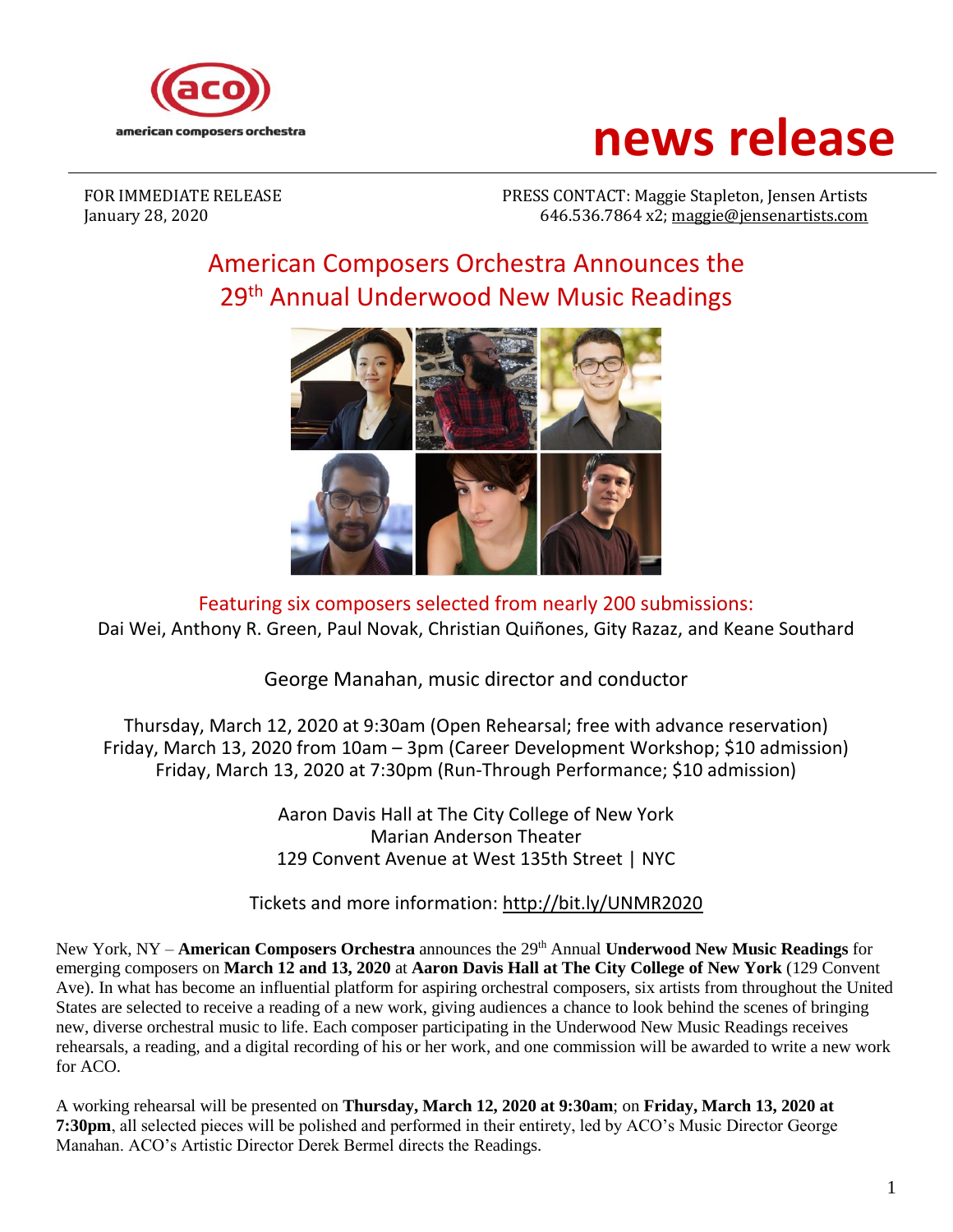american composers orchestra

# news release

FOR IMMEDIATE RELEASE
January 28, 2020

PRESS CONTACT: Maggie Stapleton, Jensen Artists
646.536.7864 x2; maggie@jensenartists.com

## American Composers Orchestra Announces the 29th Annual Underwood New Music Readings

Featuring six composers selected from nearly 200 submissions:
Dai Wei, Anthony R. Green, Paul Novak, Christian Quiñones, Gity Razaz, and Keane Southard

George Manahan, music director and conductor

Thursday, March 12, 2020 at 9:30am (Open Rehearsal; free with advance reservation)
Friday, March 13, 2020 from 10am – 3pm (Career Development Workshop; $10 admission)
Friday, March 13, 2020 at 7:30pm (Run-Through Performance; $10 admission)

Aaron Davis Hall at The City College of New York
Marian Anderson Theater
129 Convent Avenue at West 135th Street | NYC

Tickets and more information: http://bit.ly/UNMR2020

New York, NY – **American Composers Orchestra** announces the 29th Annual **Underwood New Music Readings** for emerging composers on **March 12 and 13, 2020** at **Aaron Davis Hall at The City College of New York** (129 Convent Ave). In what has become an influential platform for aspiring orchestral composers, six artists from throughout the United States are selected to receive a reading of a new work, giving audiences a chance to look behind the scenes of bringing new, diverse orchestral music to life. Each composer participating in the Underwood New Music Readings receives rehearsals, a reading, and a digital recording of his or her work, and one commission will be awarded to write a new work for ACO.

A working rehearsal will be presented on **Thursday, March 12, 2020 at 9:30am**; on **Friday, March 13, 2020 at 7:30pm**, all selected pieces will be polished and performed in their entirety, led by ACO's Music Director George Manahan. ACO's Artistic Director Derek Bermel directs the Readings.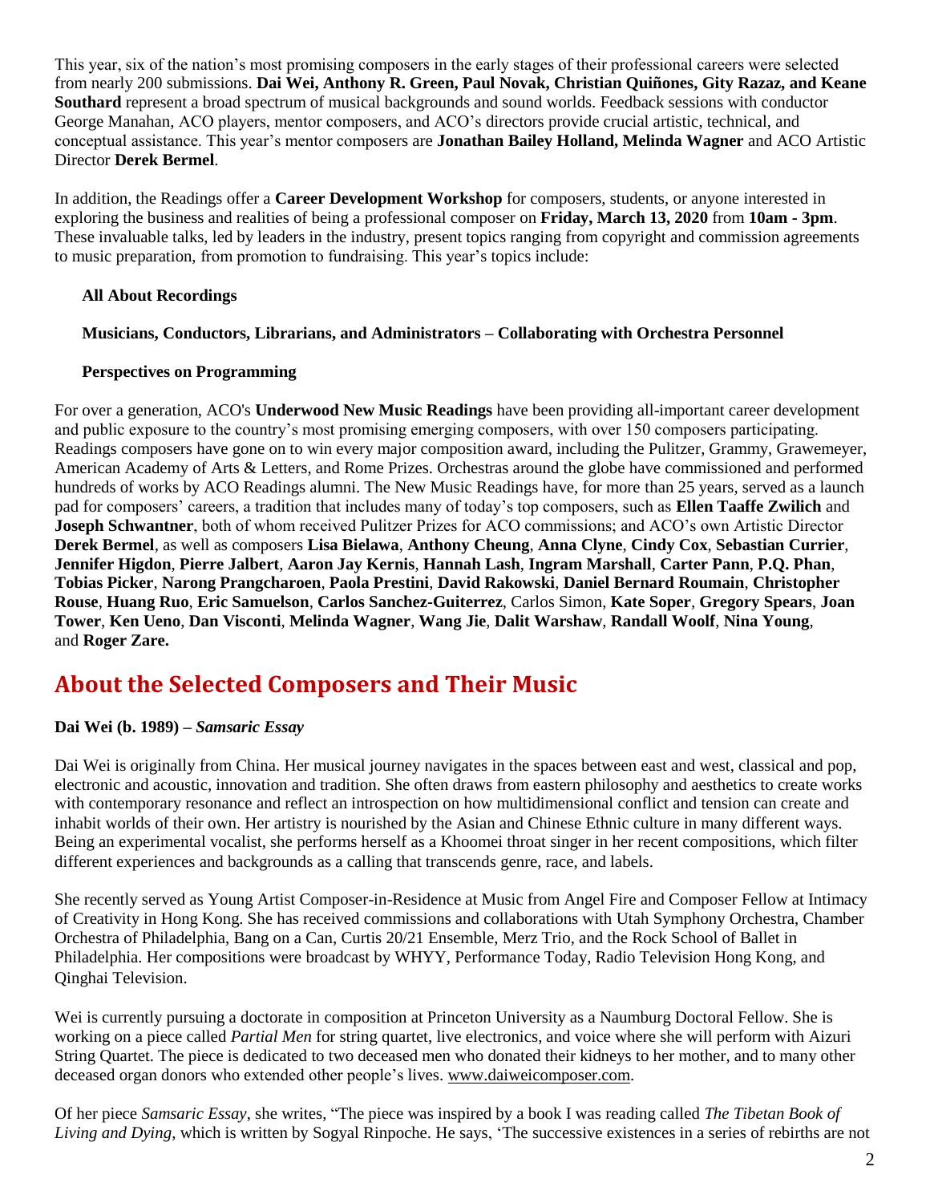This year, six of the nation's most promising composers in the early stages of their professional careers were selected from nearly 200 submissions. **Dai Wei, Anthony R. Green, Paul Novak, Christian Quiñones, Gity Razaz, and Keane Southard** represent a broad spectrum of musical backgrounds and sound worlds. Feedback sessions with conductor George Manahan, ACO players, mentor composers, and ACO's directors provide crucial artistic, technical, and conceptual assistance. This year's mentor composers are **Jonathan Bailey Holland, Melinda Wagner** and ACO Artistic Director **Derek Bermel**.

In addition, the Readings offer a **Career Development Workshop** for composers, students, or anyone interested in exploring the business and realities of being a professional composer on **Friday, March 13, 2020** from **10am - 3pm**. These invaluable talks, led by leaders in the industry, present topics ranging from copyright and commission agreements to music preparation, from promotion to fundraising. This year's topics include:

**All About Recordings**

**Musicians, Conductors, Librarians, and Administrators – Collaborating with Orchestra Personnel**

**Perspectives on Programming**

For over a generation, ACO's **Underwood New Music Readings** have been providing all-important career development and public exposure to the country's most promising emerging composers, with over 150 composers participating. Readings composers have gone on to win every major composition award, including the Pulitzer, Grammy, Grawemeyer, American Academy of Arts & Letters, and Rome Prizes. Orchestras around the globe have commissioned and performed hundreds of works by ACO Readings alumni. The New Music Readings have, for more than 25 years, served as a launch pad for composers' careers, a tradition that includes many of today's top composers, such as **Ellen Taaffe Zwilich** and **Joseph Schwantner**, both of whom received Pulitzer Prizes for ACO commissions; and ACO's own Artistic Director **Derek Bermel**, as well as composers **Lisa Bielawa**, **Anthony Cheung**, **Anna Clyne**, **Cindy Cox**, **Sebastian Currier**, **Jennifer Higdon**, **Pierre Jalbert**, **Aaron Jay Kernis**, **Hannah Lash**, **Ingram Marshall**, **Carter Pann**, **P.Q. Phan**, **Tobias Picker**, **Narong Prangcharoen**, **Paola Prestini**, **David Rakowski**, **Daniel Bernard Roumain**, **Christopher Rouse**, **Huang Ruo**, **Eric Samuelson**, **Carlos Sanchez-Guiterrez**, Carlos Simon, **Kate Soper**, **Gregory Spears**, **Joan Tower**, **Ken Ueno**, **Dan Visconti**, **Melinda Wagner**, **Wang Jie**, **Dalit Warshaw**, **Randall Woolf**, **Nina Young**, and **Roger Zare.**

## About the Selected Composers and Their Music

**Dai Wei (b. 1989) –** ***Samsaric Essay***

Dai Wei is originally from China. Her musical journey navigates in the spaces between east and west, classical and pop, electronic and acoustic, innovation and tradition. She often draws from eastern philosophy and aesthetics to create works with contemporary resonance and reflect an introspection on how multidimensional conflict and tension can create and inhabit worlds of their own. Her artistry is nourished by the Asian and Chinese Ethnic culture in many different ways. Being an experimental vocalist, she performs herself as a Khoomei throat singer in her recent compositions, which filter different experiences and backgrounds as a calling that transcends genre, race, and labels.

She recently served as Young Artist Composer-in-Residence at Music from Angel Fire and Composer Fellow at Intimacy of Creativity in Hong Kong. She has received commissions and collaborations with Utah Symphony Orchestra, Chamber Orchestra of Philadelphia, Bang on a Can, Curtis 20/21 Ensemble, Merz Trio, and the Rock School of Ballet in Philadelphia. Her compositions were broadcast by WHYY, Performance Today, Radio Television Hong Kong, and Qinghai Television.

Wei is currently pursuing a doctorate in composition at Princeton University as a Naumburg Doctoral Fellow. She is working on a piece called *Partial Men* for string quartet, live electronics, and voice where she will perform with Aizuri String Quartet. The piece is dedicated to two deceased men who donated their kidneys to her mother, and to many other deceased organ donors who extended other people's lives. www.daiweicomposer.com.

Of her piece *Samsaric Essay*, she writes, "The piece was inspired by a book I was reading called *The Tibetan Book of Living and Dying*, which is written by Sogyal Rinpoche. He says, 'The successive existences in a series of rebirths are not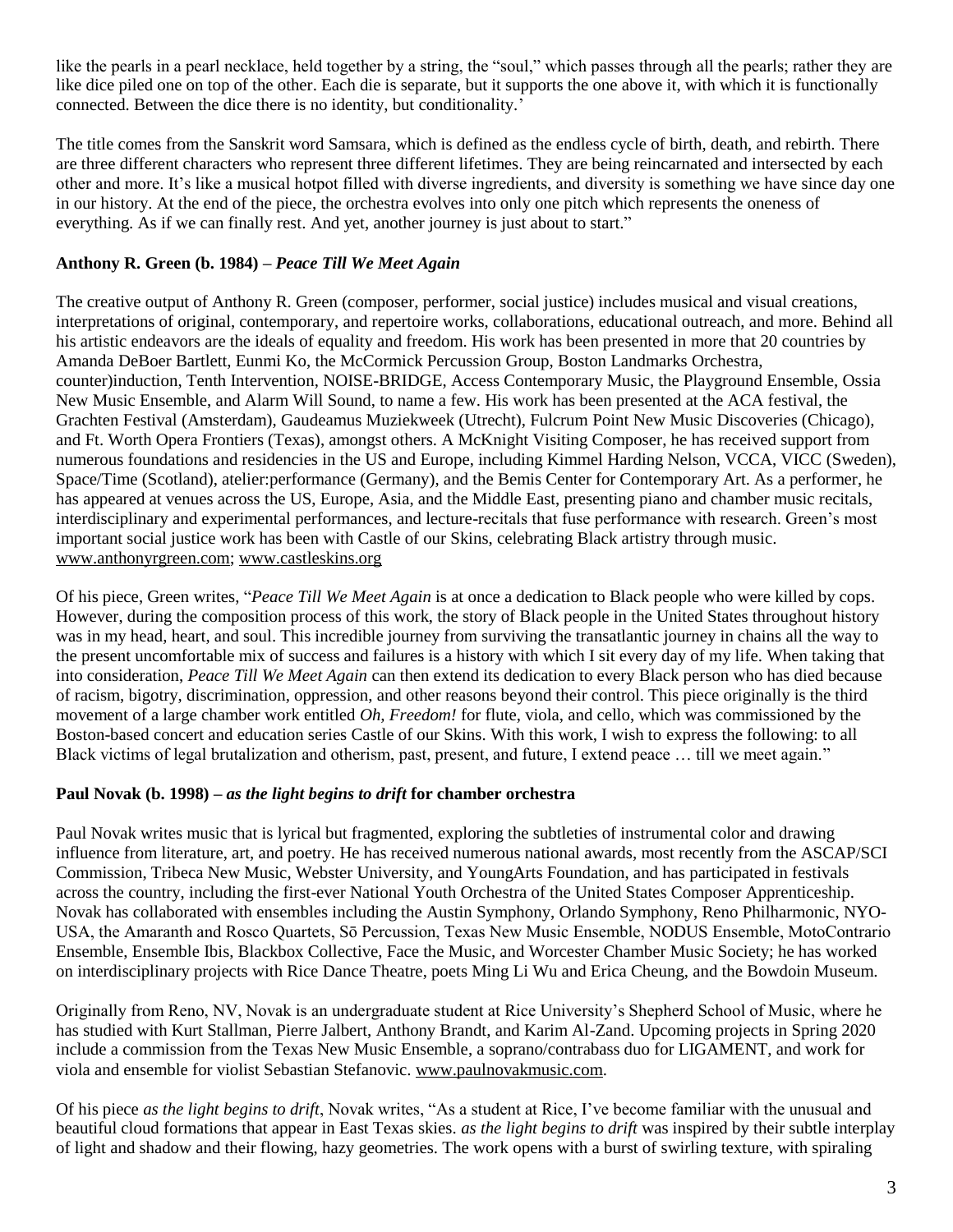like the pearls in a pearl necklace, held together by a string, the "soul," which passes through all the pearls; rather they are like dice piled one on top of the other. Each die is separate, but it supports the one above it, with which it is functionally connected. Between the dice there is no identity, but conditionality.'

The title comes from the Sanskrit word Samsara, which is defined as the endless cycle of birth, death, and rebirth. There are three different characters who represent three different lifetimes. They are being reincarnated and intersected by each other and more. It's like a musical hotpot filled with diverse ingredients, and diversity is something we have since day one in our history. At the end of the piece, the orchestra evolves into only one pitch which represents the oneness of everything. As if we can finally rest. And yet, another journey is just about to start."

**Anthony R. Green (b. 1984) –** ***Peace Till We Meet Again***

The creative output of Anthony R. Green (composer, performer, social justice) includes musical and visual creations, interpretations of original, contemporary, and repertoire works, collaborations, educational outreach, and more. Behind all his artistic endeavors are the ideals of equality and freedom. His work has been presented in more that 20 countries by Amanda DeBoer Bartlett, Eunmi Ko, the McCormick Percussion Group, Boston Landmarks Orchestra, counter)induction, Tenth Intervention, NOISE-BRIDGE, Access Contemporary Music, the Playground Ensemble, Ossia New Music Ensemble, and Alarm Will Sound, to name a few. His work has been presented at the ACA festival, the Grachten Festival (Amsterdam), Gaudeamus Muziekweek (Utrecht), Fulcrum Point New Music Discoveries (Chicago), and Ft. Worth Opera Frontiers (Texas), amongst others. A McKnight Visiting Composer, he has received support from numerous foundations and residencies in the US and Europe, including Kimmel Harding Nelson, VCCA, VICC (Sweden), Space/Time (Scotland), atelier:performance (Germany), and the Bemis Center for Contemporary Art. As a performer, he has appeared at venues across the US, Europe, Asia, and the Middle East, presenting piano and chamber music recitals, interdisciplinary and experimental performances, and lecture-recitals that fuse performance with research. Green's most important social justice work has been with Castle of our Skins, celebrating Black artistry through music. www.anthonyrgreen.com; www.castleskins.org

Of his piece, Green writes, "*Peace Till We Meet Again* is at once a dedication to Black people who were killed by cops. However, during the composition process of this work, the story of Black people in the United States throughout history was in my head, heart, and soul. This incredible journey from surviving the transatlantic journey in chains all the way to the present uncomfortable mix of success and failures is a history with which I sit every day of my life. When taking that into consideration, *Peace Till We Meet Again* can then extend its dedication to every Black person who has died because of racism, bigotry, discrimination, oppression, and other reasons beyond their control. This piece originally is the third movement of a large chamber work entitled *Oh, Freedom!* for flute, viola, and cello, which was commissioned by the Boston-based concert and education series Castle of our Skins. With this work, I wish to express the following: to all Black victims of legal brutalization and otherism, past, present, and future, I extend peace … till we meet again."

**Paul Novak (b. 1998) –** ***as the light begins to drift*** **for chamber orchestra**

Paul Novak writes music that is lyrical but fragmented, exploring the subtleties of instrumental color and drawing influence from literature, art, and poetry. He has received numerous national awards, most recently from the ASCAP/SCI Commission, Tribeca New Music, Webster University, and YoungArts Foundation, and has participated in festivals across the country, including the first-ever National Youth Orchestra of the United States Composer Apprenticeship. Novak has collaborated with ensembles including the Austin Symphony, Orlando Symphony, Reno Philharmonic, NYO-USA, the Amaranth and Rosco Quartets, Sō Percussion, Texas New Music Ensemble, NODUS Ensemble, MotoContrario Ensemble, Ensemble Ibis, Blackbox Collective, Face the Music, and Worcester Chamber Music Society; he has worked on interdisciplinary projects with Rice Dance Theatre, poets Ming Li Wu and Erica Cheung, and the Bowdoin Museum.

Originally from Reno, NV, Novak is an undergraduate student at Rice University's Shepherd School of Music, where he has studied with Kurt Stallman, Pierre Jalbert, Anthony Brandt, and Karim Al-Zand. Upcoming projects in Spring 2020 include a commission from the Texas New Music Ensemble, a soprano/contrabass duo for LIGAMENT, and work for viola and ensemble for violist Sebastian Stefanovic. www.paulnovakmusic.com.

Of his piece *as the light begins to drift*, Novak writes, "As a student at Rice, I've become familiar with the unusual and beautiful cloud formations that appear in East Texas skies. *as the light begins to drift* was inspired by their subtle interplay of light and shadow and their flowing, hazy geometries. The work opens with a burst of swirling texture, with spiraling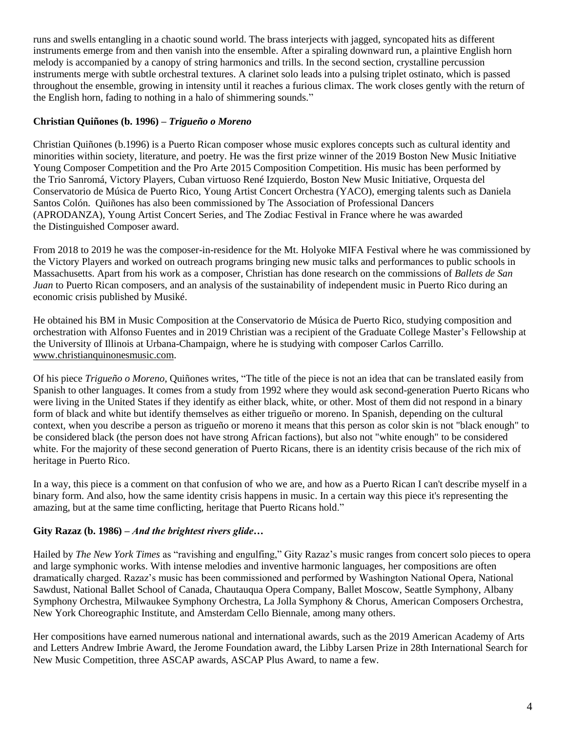runs and swells entangling in a chaotic sound world. The brass interjects with jagged, syncopated hits as different instruments emerge from and then vanish into the ensemble. After a spiraling downward run, a plaintive English horn melody is accompanied by a canopy of string harmonics and trills. In the second section, crystalline percussion instruments merge with subtle orchestral textures. A clarinet solo leads into a pulsing triplet ostinato, which is passed throughout the ensemble, growing in intensity until it reaches a furious climax. The work closes gently with the return of the English horn, fading to nothing in a halo of shimmering sounds."

**Christian Quiñones (b. 1996) – *Trigueño o Moreno***

Christian Quiñones (b.1996) is a Puerto Rican composer whose music explores concepts such as cultural identity and minorities within society, literature, and poetry. He was the first prize winner of the 2019 Boston New Music Initiative Young Composer Competition and the Pro Arte 2015 Composition Competition. His music has been performed by the Trio Sanromá, Victory Players, Cuban virtuoso René Izquierdo, Boston New Music Initiative, Orquesta del Conservatorio de Música de Puerto Rico, Young Artist Concert Orchestra (YACO), emerging talents such as Daniela Santos Colón. Quiñones has also been commissioned by The Association of Professional Dancers (APRODANZA), Young Artist Concert Series, and The Zodiac Festival in France where he was awarded the Distinguished Composer award.

From 2018 to 2019 he was the composer-in-residence for the Mt. Holyoke MIFA Festival where he was commissioned by the Victory Players and worked on outreach programs bringing new music talks and performances to public schools in Massachusetts. Apart from his work as a composer, Christian has done research on the commissions of *Ballets de San Juan* to Puerto Rican composers, and an analysis of the sustainability of independent music in Puerto Rico during an economic crisis published by Musiké.

He obtained his BM in Music Composition at the Conservatorio de Música de Puerto Rico, studying composition and orchestration with Alfonso Fuentes and in 2019 Christian was a recipient of the Graduate College Master's Fellowship at the University of Illinois at Urbana-Champaign, where he is studying with composer Carlos Carrillo. www.christianquinonesmusic.com.

Of his piece *Trigueño o Moreno*, Quiñones writes, "The title of the piece is not an idea that can be translated easily from Spanish to other languages. It comes from a study from 1992 where they would ask second-generation Puerto Ricans who were living in the United States if they identify as either black, white, or other. Most of them did not respond in a binary form of black and white but identify themselves as either trigueño or moreno. In Spanish, depending on the cultural context, when you describe a person as trigueño or moreno it means that this person as color skin is not "black enough" to be considered black (the person does not have strong African factions), but also not "white enough" to be considered white. For the majority of these second generation of Puerto Ricans, there is an identity crisis because of the rich mix of heritage in Puerto Rico.

In a way, this piece is a comment on that confusion of who we are, and how as a Puerto Rican I can't describe myself in a binary form. And also, how the same identity crisis happens in music. In a certain way this piece it's representing the amazing, but at the same time conflicting, heritage that Puerto Ricans hold."

**Gity Razaz (b. 1986) – *And the brightest rivers glide…***

Hailed by *The New York Times* as "ravishing and engulfing," Gity Razaz's music ranges from concert solo pieces to opera and large symphonic works. With intense melodies and inventive harmonic languages, her compositions are often dramatically charged. Razaz's music has been commissioned and performed by Washington National Opera, National Sawdust, National Ballet School of Canada, Chautauqua Opera Company, Ballet Moscow, Seattle Symphony, Albany Symphony Orchestra, Milwaukee Symphony Orchestra, La Jolla Symphony & Chorus, American Composers Orchestra, New York Choreographic Institute, and Amsterdam Cello Biennale, among many others.

Her compositions have earned numerous national and international awards, such as the 2019 American Academy of Arts and Letters Andrew Imbrie Award, the Jerome Foundation award, the Libby Larsen Prize in 28th International Search for New Music Competition, three ASCAP awards, ASCAP Plus Award, to name a few.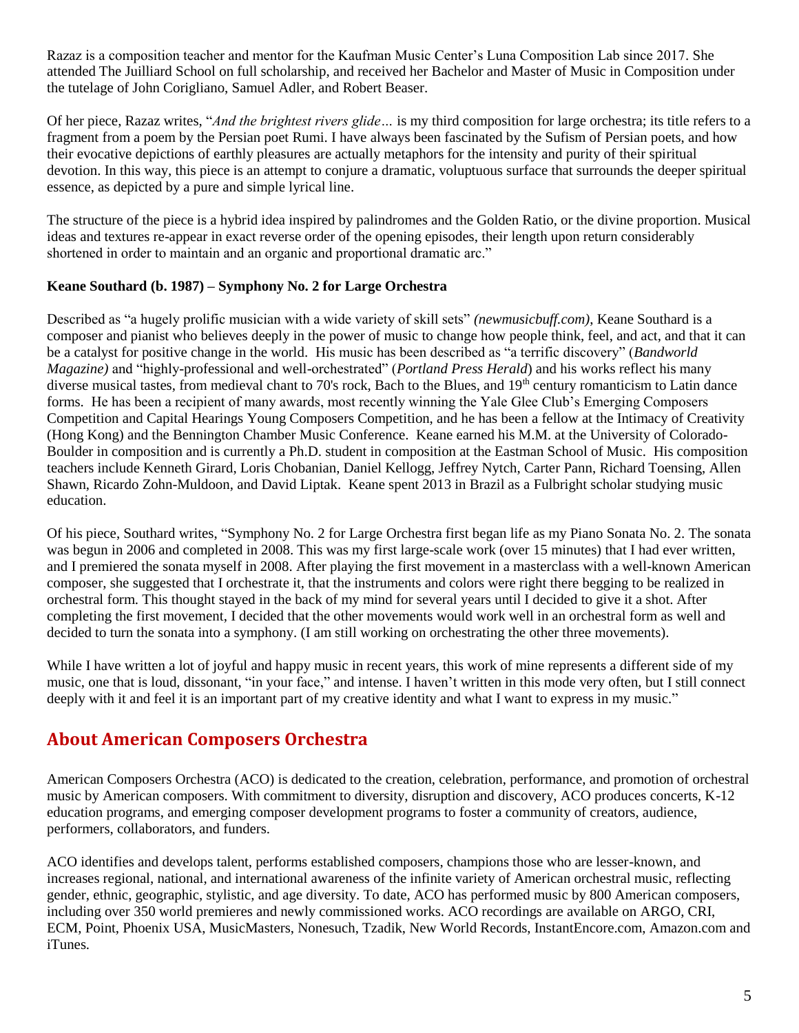Razaz is a composition teacher and mentor for the Kaufman Music Center's Luna Composition Lab since 2017. She attended The Juilliard School on full scholarship, and received her Bachelor and Master of Music in Composition under the tutelage of John Corigliano, Samuel Adler, and Robert Beaser.

Of her piece, Razaz writes, "*And the brightest rivers glide…* is my third composition for large orchestra; its title refers to a fragment from a poem by the Persian poet Rumi. I have always been fascinated by the Sufism of Persian poets, and how their evocative depictions of earthly pleasures are actually metaphors for the intensity and purity of their spiritual devotion. In this way, this piece is an attempt to conjure a dramatic, voluptuous surface that surrounds the deeper spiritual essence, as depicted by a pure and simple lyrical line.

The structure of the piece is a hybrid idea inspired by palindromes and the Golden Ratio, or the divine proportion. Musical ideas and textures re-appear in exact reverse order of the opening episodes, their length upon return considerably shortened in order to maintain and an organic and proportional dramatic arc."

**Keane Southard (b. 1987) – Symphony No. 2 for Large Orchestra**

Described as "a hugely prolific musician with a wide variety of skill sets" *(newmusicbuff.com)*, Keane Southard is a composer and pianist who believes deeply in the power of music to change how people think, feel, and act, and that it can be a catalyst for positive change in the world. His music has been described as "a terrific discovery" (*Bandworld Magazine)* and "highly-professional and well-orchestrated" (*Portland Press Herald*) and his works reflect his many diverse musical tastes, from medieval chant to 70's rock, Bach to the Blues, and 19th century romanticism to Latin dance forms. He has been a recipient of many awards, most recently winning the Yale Glee Club's Emerging Composers Competition and Capital Hearings Young Composers Competition, and he has been a fellow at the Intimacy of Creativity (Hong Kong) and the Bennington Chamber Music Conference. Keane earned his M.M. at the University of Colorado-Boulder in composition and is currently a Ph.D. student in composition at the Eastman School of Music. His composition teachers include Kenneth Girard, Loris Chobanian, Daniel Kellogg, Jeffrey Nytch, Carter Pann, Richard Toensing, Allen Shawn, Ricardo Zohn-Muldoon, and David Liptak. Keane spent 2013 in Brazil as a Fulbright scholar studying music education.

Of his piece, Southard writes, "Symphony No. 2 for Large Orchestra first began life as my Piano Sonata No. 2. The sonata was begun in 2006 and completed in 2008. This was my first large-scale work (over 15 minutes) that I had ever written, and I premiered the sonata myself in 2008. After playing the first movement in a masterclass with a well-known American composer, she suggested that I orchestrate it, that the instruments and colors were right there begging to be realized in orchestral form. This thought stayed in the back of my mind for several years until I decided to give it a shot. After completing the first movement, I decided that the other movements would work well in an orchestral form as well and decided to turn the sonata into a symphony. (I am still working on orchestrating the other three movements).

While I have written a lot of joyful and happy music in recent years, this work of mine represents a different side of my music, one that is loud, dissonant, "in your face," and intense. I haven't written in this mode very often, but I still connect deeply with it and feel it is an important part of my creative identity and what I want to express in my music."

## About American Composers Orchestra

American Composers Orchestra (ACO) is dedicated to the creation, celebration, performance, and promotion of orchestral music by American composers. With commitment to diversity, disruption and discovery, ACO produces concerts, K-12 education programs, and emerging composer development programs to foster a community of creators, audience, performers, collaborators, and funders.

ACO identifies and develops talent, performs established composers, champions those who are lesser-known, and increases regional, national, and international awareness of the infinite variety of American orchestral music, reflecting gender, ethnic, geographic, stylistic, and age diversity. To date, ACO has performed music by 800 American composers, including over 350 world premieres and newly commissioned works. ACO recordings are available on ARGO, CRI, ECM, Point, Phoenix USA, MusicMasters, Nonesuch, Tzadik, New World Records, InstantEncore.com, Amazon.com and iTunes.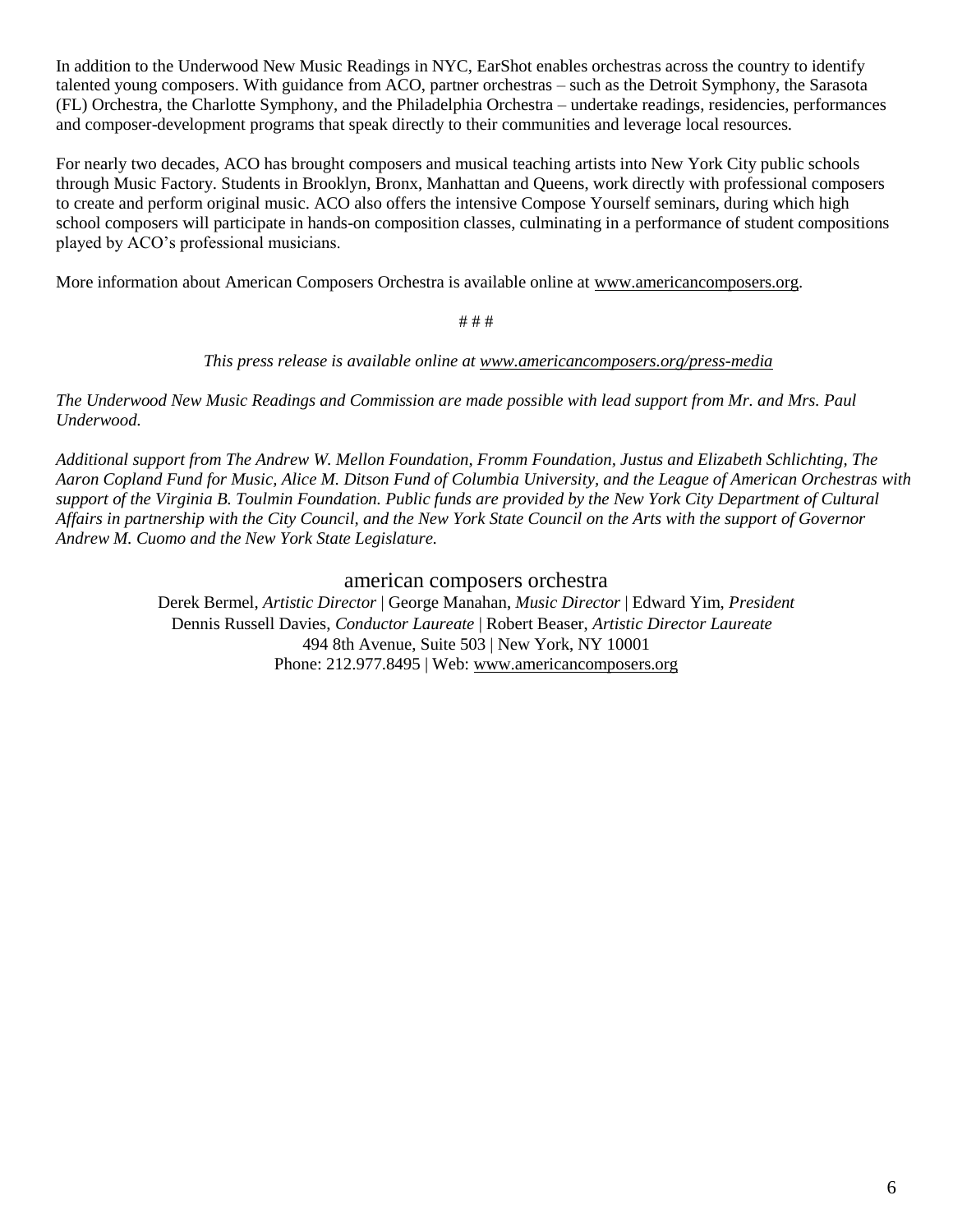In addition to the Underwood New Music Readings in NYC, EarShot enables orchestras across the country to identify talented young composers. With guidance from ACO, partner orchestras – such as the Detroit Symphony, the Sarasota (FL) Orchestra, the Charlotte Symphony, and the Philadelphia Orchestra – undertake readings, residencies, performances and composer-development programs that speak directly to their communities and leverage local resources.

For nearly two decades, ACO has brought composers and musical teaching artists into New York City public schools through Music Factory. Students in Brooklyn, Bronx, Manhattan and Queens, work directly with professional composers to create and perform original music. ACO also offers the intensive Compose Yourself seminars, during which high school composers will participate in hands-on composition classes, culminating in a performance of student compositions played by ACO's professional musicians.

More information about American Composers Orchestra is available online at www.americancomposers.org.

# # #

*This press release is available online at www.americancomposers.org/press-media*

*The Underwood New Music Readings and Commission are made possible with lead support from Mr. and Mrs. Paul Underwood.*

*Additional support from The Andrew W. Mellon Foundation, Fromm Foundation, Justus and Elizabeth Schlichting, The Aaron Copland Fund for Music, Alice M. Ditson Fund of Columbia University, and the League of American Orchestras with support of the Virginia B. Toulmin Foundation. Public funds are provided by the New York City Department of Cultural Affairs in partnership with the City Council, and the New York State Council on the Arts with the support of Governor Andrew M. Cuomo and the New York State Legislature.*

american composers orchestra

Derek Bermel, *Artistic Director* | George Manahan, *Music Director* | Edward Yim, *President*
Dennis Russell Davies, *Conductor Laureate* | Robert Beaser, *Artistic Director Laureate*
494 8th Avenue, Suite 503 | New York, NY 10001
Phone: 212.977.8495 | Web: www.americancomposers.org